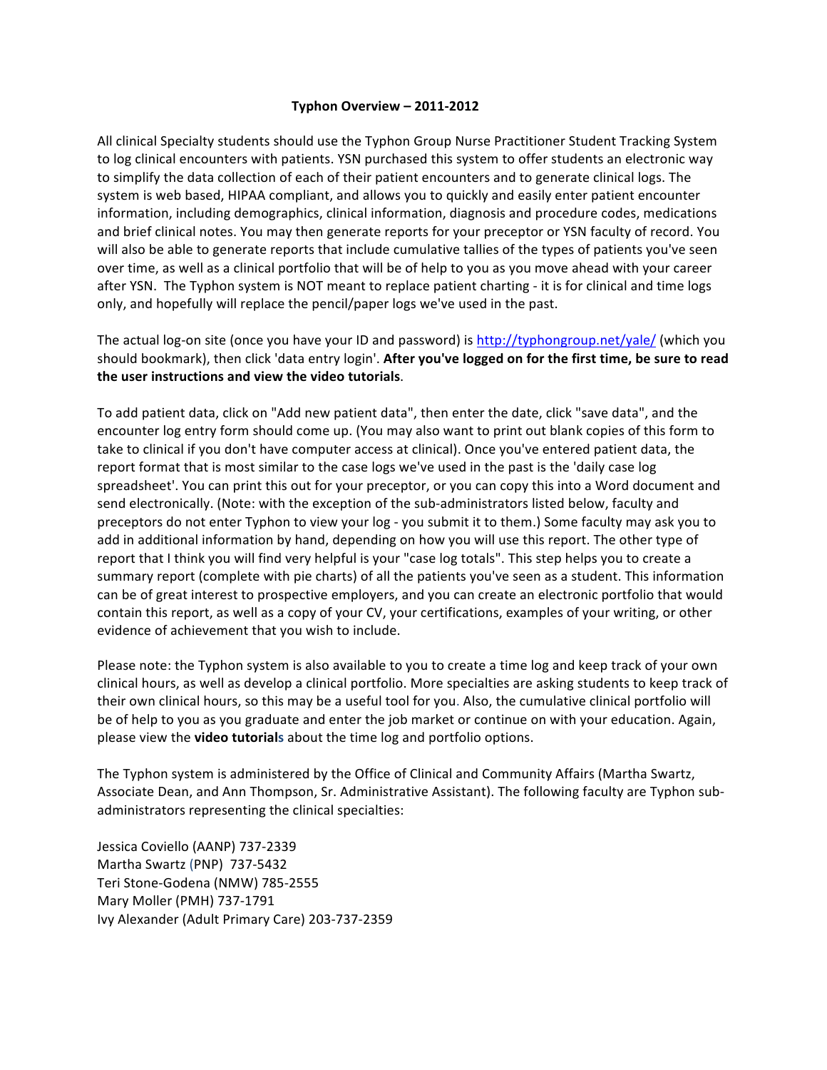# Typhon Overview – 2011-2012

All clinical Specialty students should use the Typhon Group Nurse Practitioner Student Tracking System to log clinical encounters with patients. YSN purchased this system to offer students an electronic way to simplify the data collection of each of their patient encounters and to generate clinical logs. The system is web based, HIPAA compliant, and allows you to quickly and easily enter patient encounter information, including demographics, clinical information, diagnosis and procedure codes, medications and brief clinical notes. You may then generate reports for your preceptor or YSN faculty of record. You will also be able to generate reports that include cumulative tallies of the types of patients you've seen over time, as well as a clinical portfolio that will be of help to you as you move ahead with your career after YSN. The Typhon system is NOT meant to replace patient charting - it is for clinical and time logs only, and hopefully will replace the pencil/paper logs we've used in the past.

The actual log-on site (once you have your ID and password) is [http://typhongroup.net/yale/](http://typhongroup.net/yale/) (which you should bookmark), then click 'data entry login'. **After you've logged on for the first time, be sure to read the user instructions and view the video tutorials**.

To add patient data, click on "Add new patient data", then enter the date, click "save data", and the encounter log entry form should come up. (You may also want to print out blank copies of this form to take to clinical if you don't have computer access at clinical). Once you've entered patient data, the report format that is most similar to the case logs we've used in the past is the 'daily case log spreadsheet'. You can print this out for your preceptor, or you can copy this into a Word document and send electronically. (Note: with the exception of the sub-administrators listed below, faculty and preceptors do not enter Typhon to view your log - you submit it to them.) Some faculty may ask you to add in additional information by hand, depending on how you will use this report. The other type of report that I think you will find very helpful is your "case log totals". This step helps you to create a summary report (complete with pie charts) of all the patients you've seen as a student. This information can be of great interest to prospective employers, and you can create an electronic portfolio that would contain this report, as well as a copy of your CV, your certifications, examples of your writing, or other evidence of achievement that you wish to include.

Please note: the Typhon system is also available to you to create a time log and keep track of your own clinical hours, as well as develop a clinical portfolio. More specialties are asking students to keep track of their own clinical hours, so this may be a useful tool for you. Also, the cumulative clinical portfolio will be of help to you as you graduate and enter the job market or continue on with your education. Again, please view the **video tutorials** about the time log and portfolio options.

The Typhon system is administered by the Office of Clinical and Community Affairs (Martha Swartz, Associate Dean, and Ann Thompson, Sr. Administrative Assistant). The following faculty are Typhon sub-administrators representing the clinical specialties:

Jessica Coviello (AANP) 737-2339
Martha Swartz (PNP) 737-5432
Teri Stone-Godena (NMW) 785-2555
Mary Moller (PMH) 737-1791
Ivy Alexander (Adult Primary Care) 203-737-2359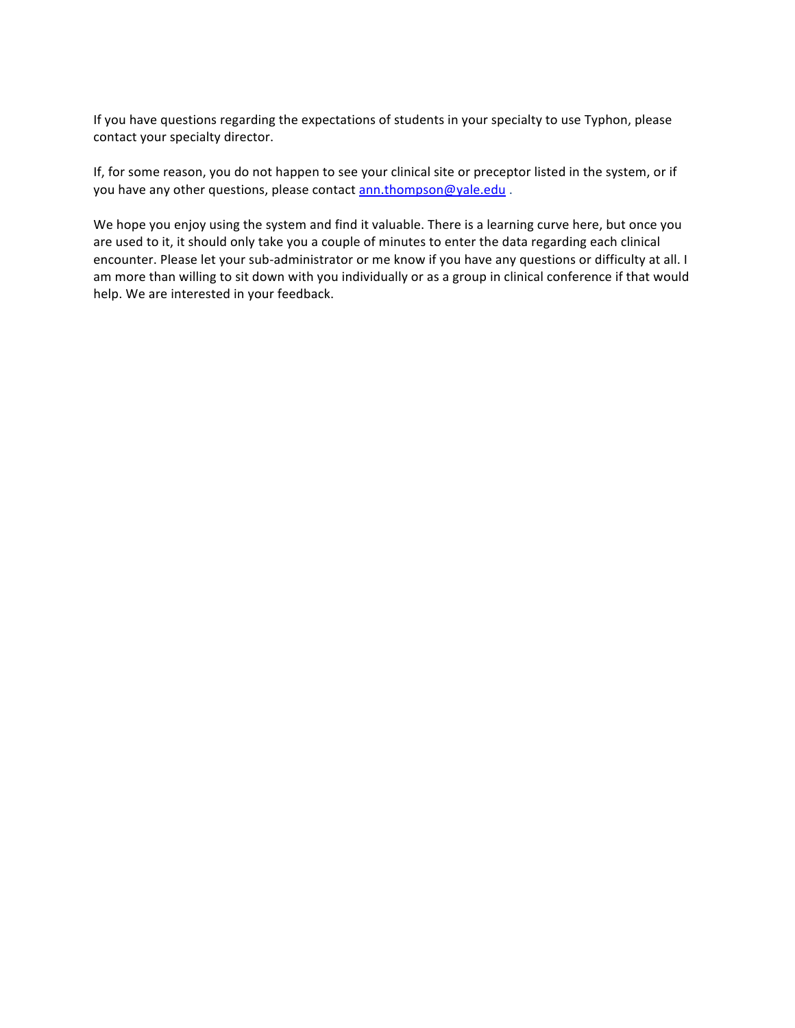If you have questions regarding the expectations of students in your specialty to use Typhon, please contact your specialty director.

If, for some reason, you do not happen to see your clinical site or preceptor listed in the system, or if you have any other questions, please contact ann.thompson@yale.edu .

We hope you enjoy using the system and find it valuable. There is a learning curve here, but once you are used to it, it should only take you a couple of minutes to enter the data regarding each clinical encounter. Please let your sub-administrator or me know if you have any questions or difficulty at all. I am more than willing to sit down with you individually or as a group in clinical conference if that would help. We are interested in your feedback.